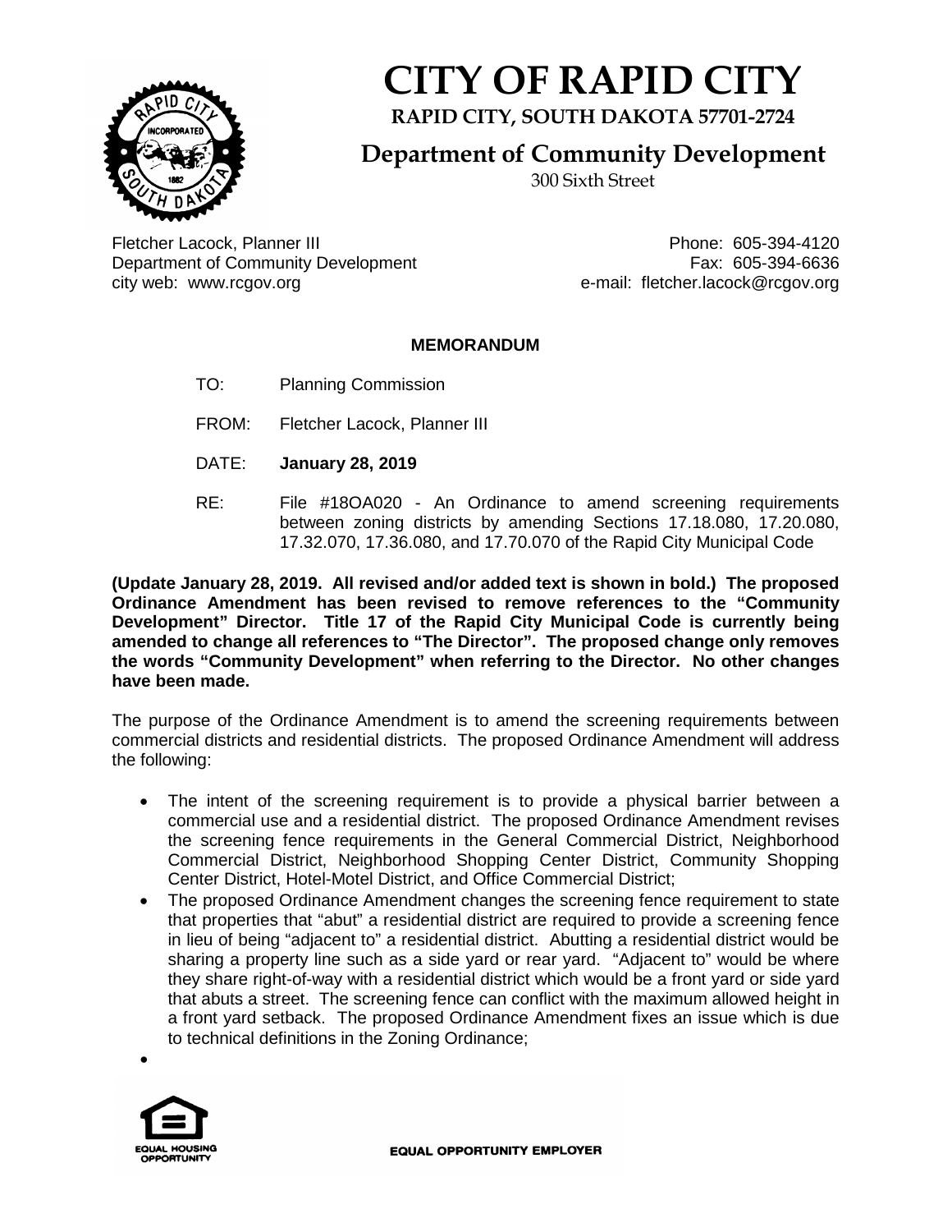# CITY OF RAPID CITY

**RAPID CITY, SOUTH DAKOTA 57701-2724**

## Department of Community Development

300 Sixth Street

Fletcher Lacock, Planner III
Department of Community Development
city web: www.rcgov.org

Phone: 605-394-4120
Fax: 605-394-6636
e-mail: fletcher.lacock@rcgov.org

**MEMORANDUM**

TO: Planning Commission

FROM: Fletcher Lacock, Planner III

DATE: **January 28, 2019**

RE: File #18OA020 - An Ordinance to amend screening requirements between zoning districts by amending Sections 17.18.080, 17.20.080, 17.32.070, 17.36.080, and 17.70.070 of the Rapid City Municipal Code

**(Update January 28, 2019. All revised and/or added text is shown in bold.) The proposed Ordinance Amendment has been revised to remove references to the "Community Development" Director. Title 17 of the Rapid City Municipal Code is currently being amended to change all references to "The Director". The proposed change only removes the words "Community Development" when referring to the Director. No other changes have been made.**

The purpose of the Ordinance Amendment is to amend the screening requirements between commercial districts and residential districts. The proposed Ordinance Amendment will address the following:

- The intent of the screening requirement is to provide a physical barrier between a commercial use and a residential district. The proposed Ordinance Amendment revises the screening fence requirements in the General Commercial District, Neighborhood Commercial District, Neighborhood Shopping Center District, Community Shopping Center District, Hotel-Motel District, and Office Commercial District;
- The proposed Ordinance Amendment changes the screening fence requirement to state that properties that "abut" a residential district are required to provide a screening fence in lieu of being "adjacent to" a residential district. Abutting a residential district would be sharing a property line such as a side yard or rear yard. "Adjacent to" would be where they share right-of-way with a residential district which would be a front yard or side yard that abuts a street. The screening fence can conflict with the maximum allowed height in a front yard setback. The proposed Ordinance Amendment fixes an issue which is due to technical definitions in the Zoning Ordinance;
-

EQUAL HOUSING OPPORTUNITY

EQUAL OPPORTUNITY EMPLOYER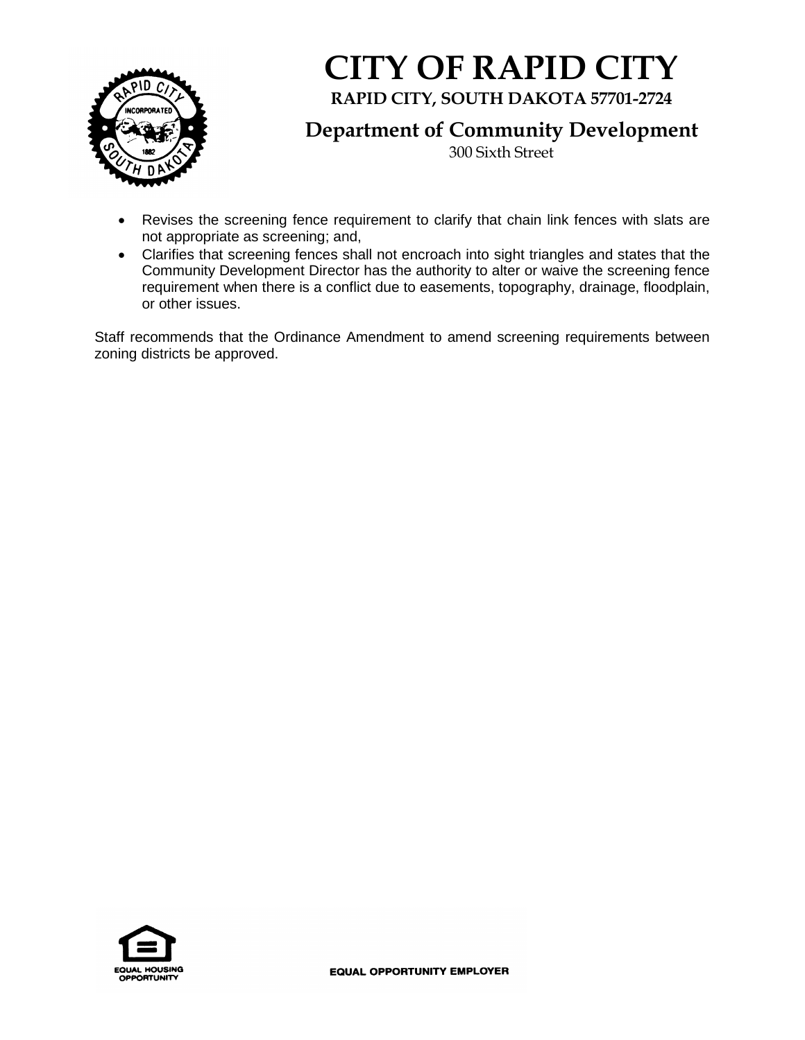- Revises the screening fence requirement to clarify that chain link fences with slats are not appropriate as screening; and,
- Clarifies that screening fences shall not encroach into sight triangles and states that the Community Development Director has the authority to alter or waive the screening fence requirement when there is a conflict due to easements, topography, drainage, floodplain, or other issues.

Staff recommends that the Ordinance Amendment to amend screening requirements between zoning districts be approved.